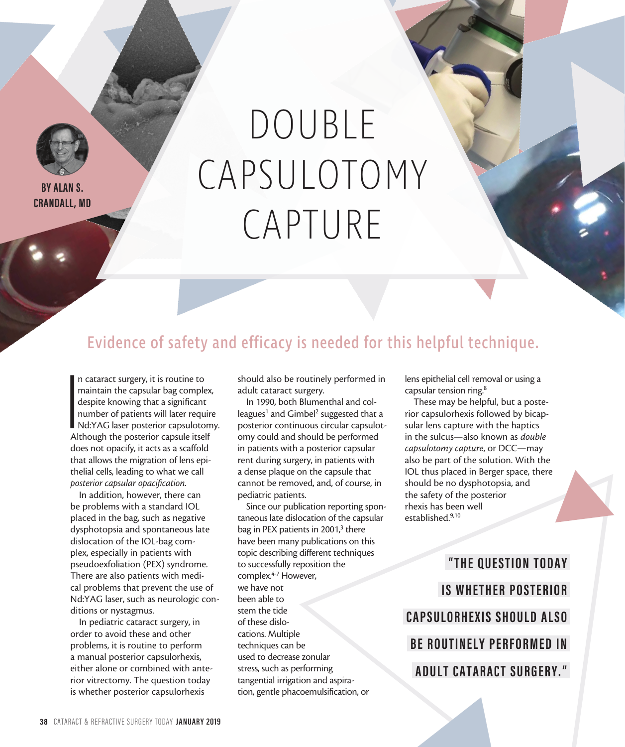BY ALAN S. CRANDALL, MD

# DOUBLE CAPSULOTOMY CAPTURE

## Evidence of safety and efficacy is needed for this helpful technique.

In cataract surgery, it is routine to maintain the capsular bag complex, despite knowing that a significant number of patients will later require Nd:YAG laser posterior capsulotomy. Although the posterior capsule itself does not opacify, it acts as a scaffold that allows the migration of lens epithelial cells, leading to what we call *posterior capsular opacification*.

In addition, however, there can be problems with a standard IOL placed in the bag, such as negative dysphotopsia and spontaneous late dislocation of the IOL-bag complex, especially in patients with pseudoexfoliation (PEX) syndrome. There are also patients with medical problems that prevent the use of Nd:YAG laser, such as neurologic conditions or nystagmus.

In pediatric cataract surgery, in order to avoid these and other problems, it is routine to perform a manual posterior capsulorhexis, either alone or combined with anterior vitrectomy. The question today is whether posterior capsulorhexis should also be routinely performed in adult cataract surgery.

In 1990, both Blumenthal and colleagues[1] and Gimbel[2] suggested that a posterior continuous circular capsulotomy could and should be performed in patients with a posterior capsular rent during surgery, in patients with a dense plaque on the capsule that cannot be removed, and, of course, in pediatric patients.

Since our publication reporting spontaneous late dislocation of the capsular bag in PEX patients in 2001,[3] there have been many publications on this topic describing different techniques to successfully reposition the complex.[4-7] However, we have not been able to stem the tide of these dislocations. Multiple techniques can be used to decrease zonular stress, such as performing tangential irrigation and aspiration, gentle phacoemulsification, or lens epithelial cell removal or using a capsular tension ring.[8]

These may be helpful, but a posterior capsulorhexis followed by bicapsular lens capture with the haptics in the sulcus—also known as *double capsulotomy capture*, or DCC—may also be part of the solution. With the IOL thus placed in Berger space, there should be no dysphotopsia, and the safety of the posterior rhexis has been well established.[9,10]

> "THE QUESTION TODAY IS WHETHER POSTERIOR CAPSULORHEXIS SHOULD ALSO BE ROUTINELY PERFORMED IN ADULT CATARACT SURGERY."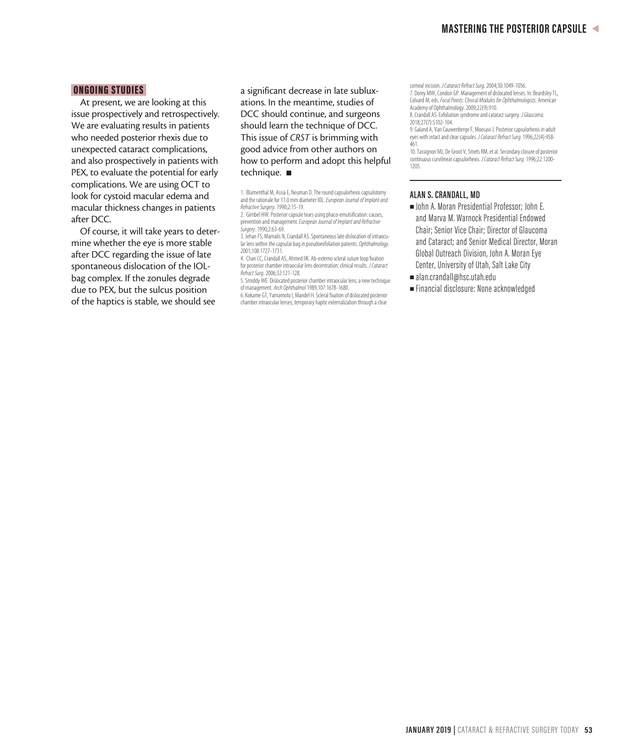## ONGOING STUDIES

At present, we are looking at this issue prospectively and retrospectively. We are evaluating results in patients who needed posterior rhexis due to unexpected cataract complications, and also prospectively in patients with PEX, to evaluate the potential for early complications. We are using OCT to look for cystoid macular edema and macular thickness changes in patients after DCC.

Of course, it will take years to determine whether the eye is more stable after DCC regarding the issue of late spontaneous dislocation of the IOL-bag complex. If the zonules degrade due to PEX, but the sulcus position of the haptics is stable, we should see a significant decrease in late subluxations. In the meantime, studies of DCC should continue, and surgeons should learn the technique of DCC. This issue of *CRST* is brimming with good advice from other authors on how to perform and adopt this helpful technique. ■

1. Blumenthal M, Assia E, Neuman D. The round capsulorhexis capsulotomy and the rationale for 11.0 mm diameter IOL. *European Journal of Implant and Refractive Surgery*. 1990;2:15-19.
2. Gimbel HW. Posterior capsule tears using phaco-emulsification: causes, prevention and management. *European Journal of Implant and Refractive Surgery*. 1990;2:63-69.
3. Jehan FS, Mamalis N, Crandall AS. Spontaneous late dislocation of intraocular lens within the capsular bag in pseudoexfoliation patients. *Ophthalmology*. 2001;108:1727-1731.
4. Chan CC, Crandall AS, Ahmed IIK. Ab-externo scleral suture loop fixation for posterior chamber intraocular lens decentration: clinical results. *J Cataract Refract Surg*. 2006;32:121-128.
5. Smiddy WE. Dislocated posterior chamber intraocular lens; a new technique of management. *Arch Ophthalmol* 1989;107:1678-1680.
6. Kokame GT, Yamamoto I, Mandel H. Scleral fixation of dislocated posterior chamber intraocular lenses; temporary haptic externalization through a clear corneal incision. *J Cataract Refract Surg*. 2004;30:1049-1056.
7. Dorey MW, Condon GP. Management of dislocated lenses. In: Beardsley TL, Colvard M, eds. *Focal Points: Clinical Modules for Ophthalmologists*. American Academy of Ophthalmology. 2009;22(9):910.
8. Crandall AS. Exfoliation syndrome and cataract surgery. *J Glaucoma*. 2018;27(7):S102-104.
9. Galand A, Van Cauwenberge F, Moosavi J. Posterior capsulorhexis in adult eyes with intact and clear capsules. *J Cataract Refract Surg*. 1996;22(4):458-461.
10. Tassignon MJ, De Groot V, Smets RM, et al. Secondary closure of posterior continuous curvilinear capsulorhexis. *J Cataract Refract Surg*. 1996;22:1200-1205.

**ALAN S. CRANDALL, MD**

- John A. Moran Presidential Professor; John E. and Marva M. Warnock Presidential Endowed Chair; Senior Vice Chair; Director of Glaucoma and Cataract; and Senior Medical Director, Moran Global Outreach Division, John A. Moran Eye Center, University of Utah, Salt Lake City
- alan.crandall@hsc.utah.edu
- Financial disclosure: None acknowledged